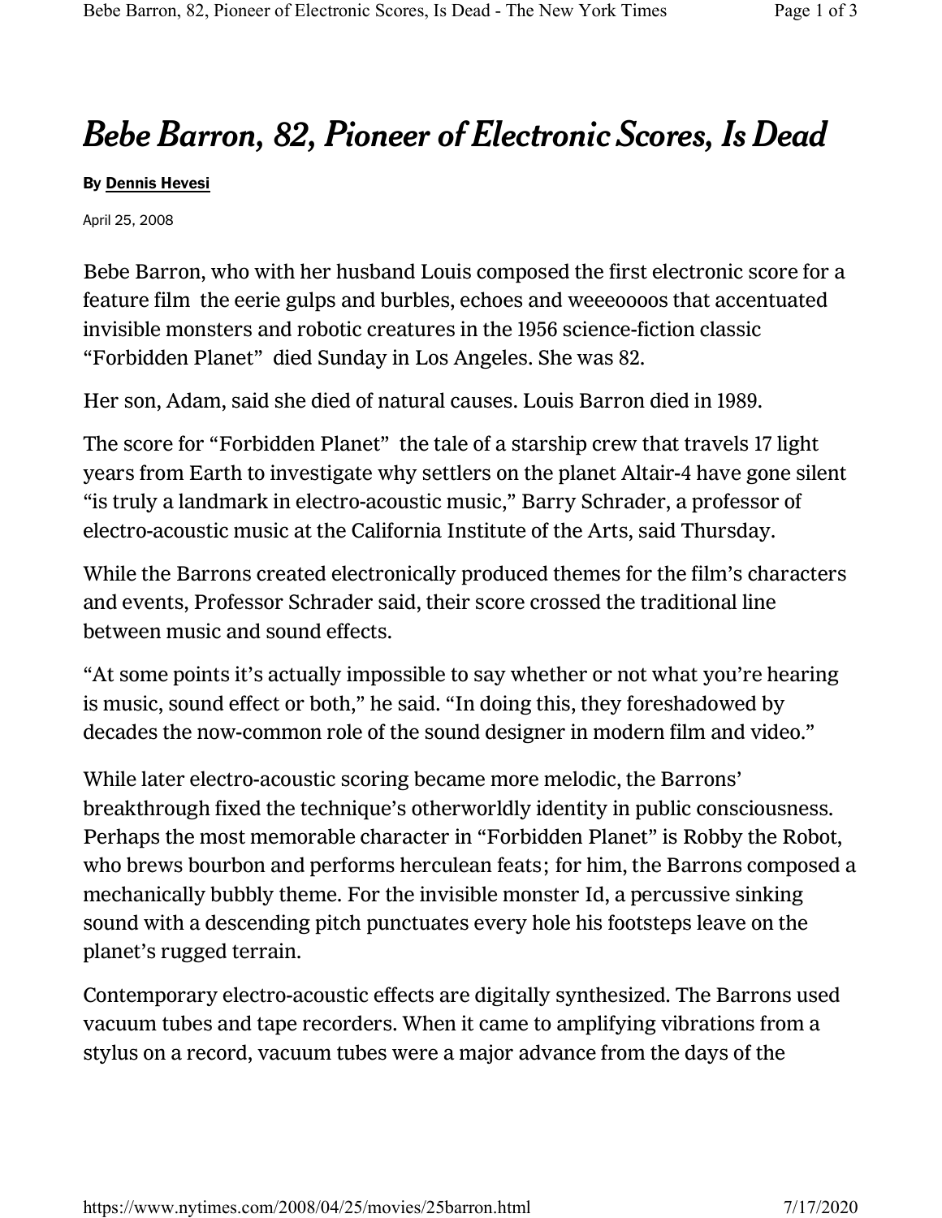# *Bebe Barron, 82, Pioneer of Electronic Scores, Is Dead*

**By Dennis Hevesi**

April 25, 2008

Bebe Barron, who with her husband Louis composed the first electronic score for a feature film  the eerie gulps and burbles, echoes and weeeooooos that accentuated invisible monsters and robotic creatures in the 1956 science-fiction classic "Forbidden Planet"  died Sunday in Los Angeles. She was 82.

Her son, Adam, said she died of natural causes. Louis Barron died in 1989.

The score for "Forbidden Planet"  the tale of a starship crew that travels 17 light years from Earth to investigate why settlers on the planet Altair-4 have gone silent "is truly a landmark in electro-acoustic music," Barry Schrader, a professor of electro-acoustic music at the California Institute of the Arts, said Thursday.

While the Barrons created electronically produced themes for the film's characters and events, Professor Schrader said, their score crossed the traditional line between music and sound effects.

"At some points it's actually impossible to say whether or not what you're hearing is music, sound effect or both," he said. "In doing this, they foreshadowed by decades the now-common role of the sound designer in modern film and video."

While later electro-acoustic scoring became more melodic, the Barrons' breakthrough fixed the technique's otherworldly identity in public consciousness. Perhaps the most memorable character in "Forbidden Planet" is Robby the Robot, who brews bourbon and performs herculean feats; for him, the Barrons composed a mechanically bubbly theme. For the invisible monster Id, a percussive sinking sound with a descending pitch punctuates every hole his footsteps leave on the planet's rugged terrain.

Contemporary electro-acoustic effects are digitally synthesized. The Barrons used vacuum tubes and tape recorders. When it came to amplifying vibrations from a stylus on a record, vacuum tubes were a major advance from the days of the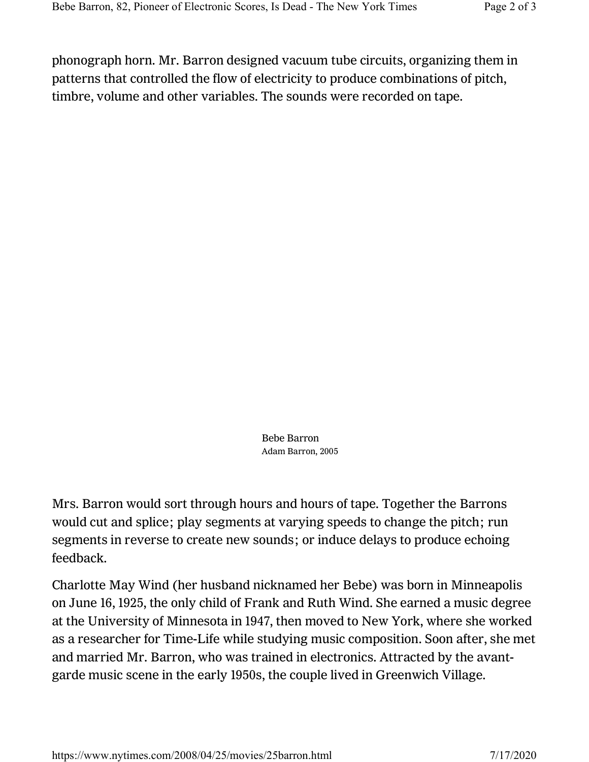phonograph horn. Mr. Barron designed vacuum tube circuits, organizing them in patterns that controlled the flow of electricity to produce combinations of pitch, timbre, volume and other variables. The sounds were recorded on tape.

Bebe Barron
Adam Barron, 2005

Mrs. Barron would sort through hours and hours of tape. Together the Barrons would cut and splice; play segments at varying speeds to change the pitch; run segments in reverse to create new sounds; or induce delays to produce echoing feedback.

Charlotte May Wind (her husband nicknamed her Bebe) was born in Minneapolis on June 16, 1925, the only child of Frank and Ruth Wind. She earned a music degree at the University of Minnesota in 1947, then moved to New York, where she worked as a researcher for Time-Life while studying music composition. Soon after, she met and married Mr. Barron, who was trained in electronics. Attracted by the avant-garde music scene in the early 1950s, the couple lived in Greenwich Village.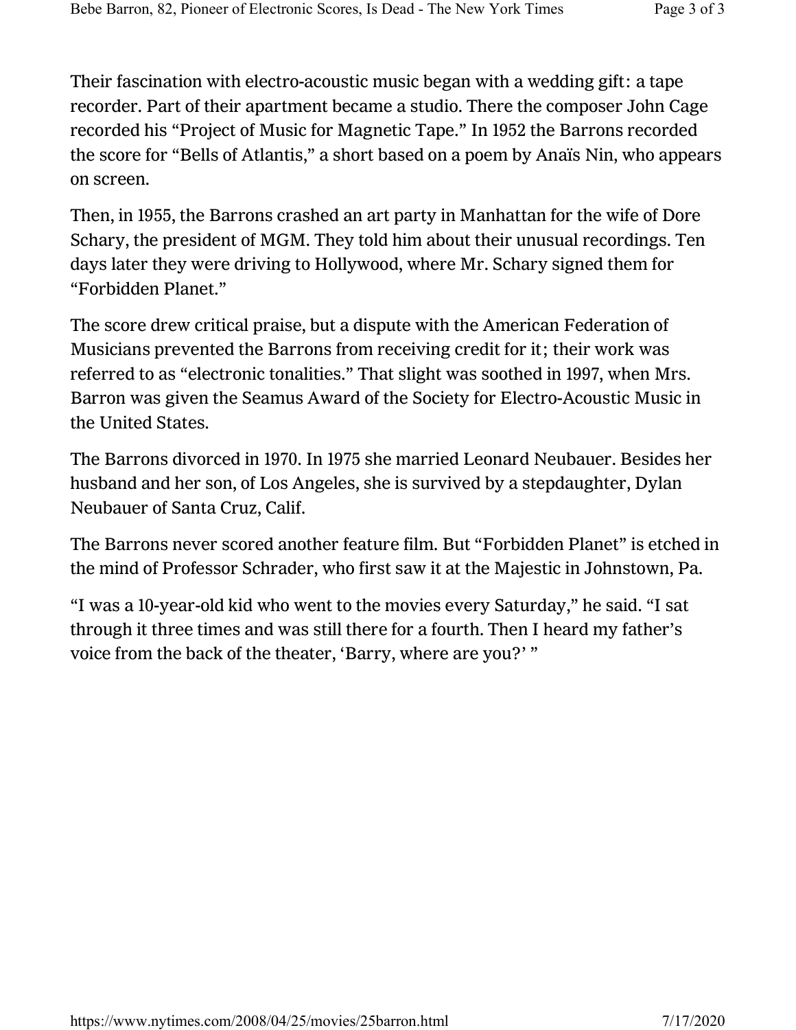Their fascination with electro-acoustic music began with a wedding gift: a tape recorder. Part of their apartment became a studio. There the composer John Cage recorded his "Project of Music for Magnetic Tape." In 1952 the Barrons recorded the score for "Bells of Atlantis," a short based on a poem by Anaïs Nin, who appears on screen.

Then, in 1955, the Barrons crashed an art party in Manhattan for the wife of Dore Schary, the president of MGM. They told him about their unusual recordings. Ten days later they were driving to Hollywood, where Mr. Schary signed them for "Forbidden Planet."

The score drew critical praise, but a dispute with the American Federation of Musicians prevented the Barrons from receiving credit for it; their work was referred to as "electronic tonalities." That slight was soothed in 1997, when Mrs. Barron was given the Seamus Award of the Society for Electro-Acoustic Music in the United States.

The Barrons divorced in 1970. In 1975 she married Leonard Neubauer. Besides her husband and her son, of Los Angeles, she is survived by a stepdaughter, Dylan Neubauer of Santa Cruz, Calif.

The Barrons never scored another feature film. But "Forbidden Planet" is etched in the mind of Professor Schrader, who first saw it at the Majestic in Johnstown, Pa.

"I was a 10-year-old kid who went to the movies every Saturday," he said. "I sat through it three times and was still there for a fourth. Then I heard my father's voice from the back of the theater, 'Barry, where are you?' "